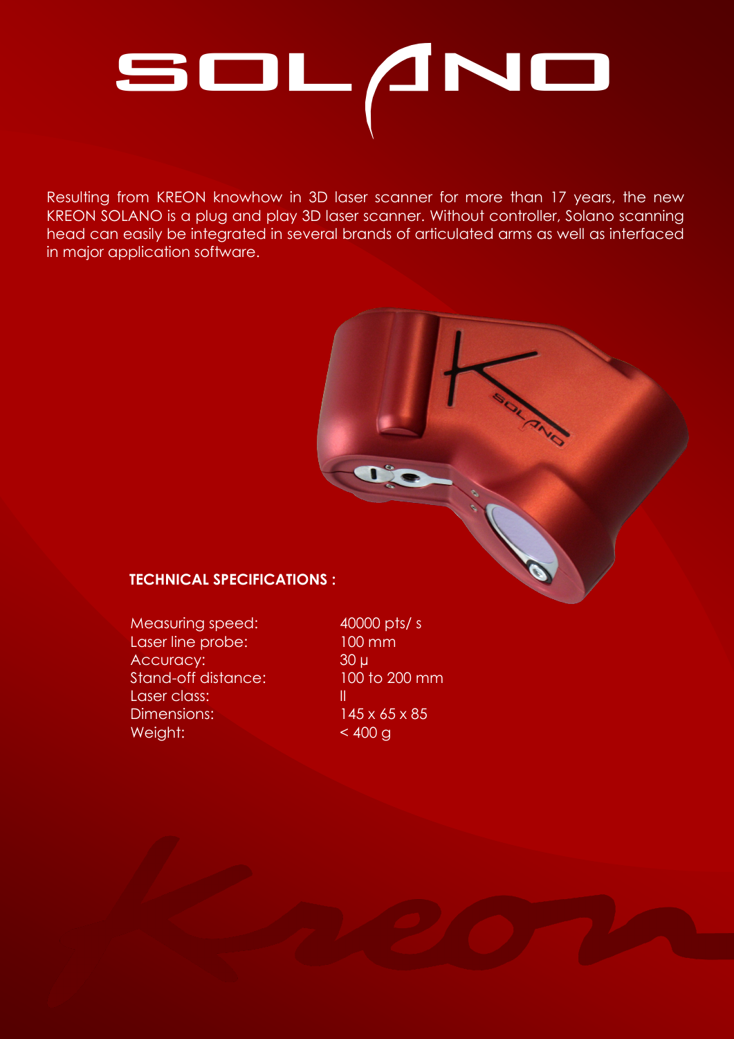# SOLANO

Resulting from KREON knowhow in 3D laser scanner for more than 17 years, the new KREON SOLANO is a plug and play 3D laser scanner. Without controller, Solano scanning head can easily be integrated in several brands of articulated arms as well as interfaced in major application software.

**TECHNICAL SPECIFICATIONS :**

| | |
|---|---|
| Measuring speed: | 40000 pts/ s |
| Laser line probe: | 100 mm |
| Accuracy: | 30 µ |
| Stand-off distance: | 100 to 200 mm |
| Laser class: | II |
| Dimensions: | 145 x 65 x 85 |
| Weight: | < 400 g |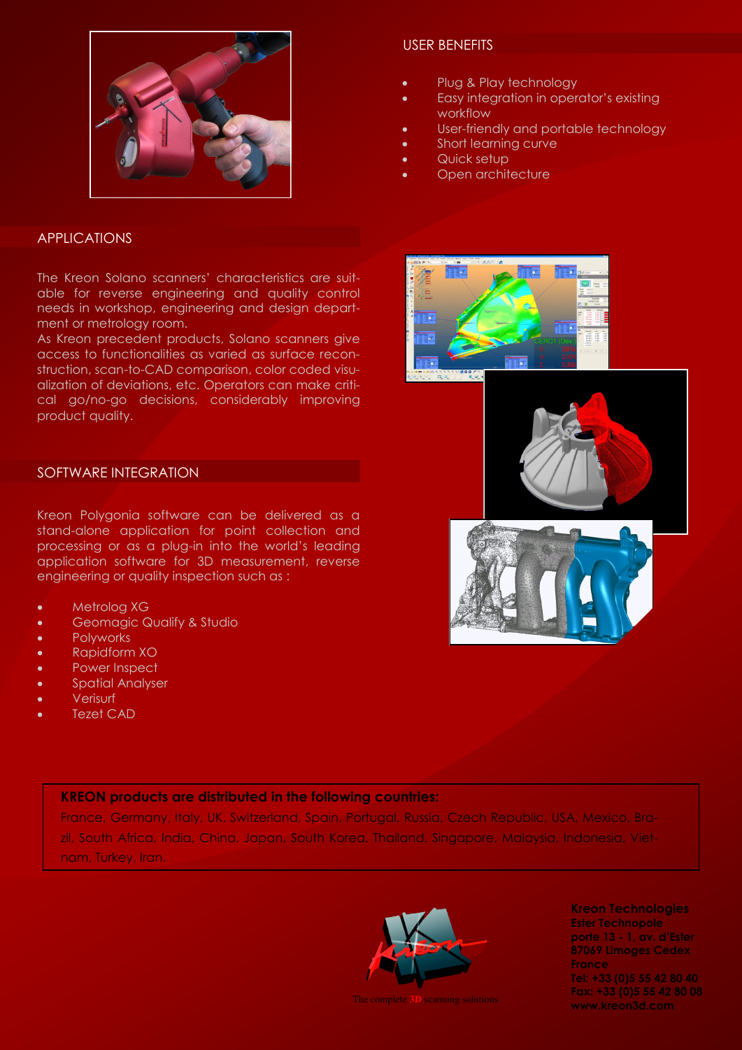## USER BENEFITS

- Plug & Play technology
- Easy integration in operator's existing workflow
- User-friendly and portable technology
- Short learning curve
- Quick setup
- Open architecture

## APPLICATIONS

The Kreon Solano scanners' characteristics are suitable for reverse engineering and quality control needs in workshop, engineering and design department or metrology room.
As Kreon precedent products, Solano scanners give access to functionalities as varied as surface reconstruction, scan-to-CAD comparison, color coded visualization of deviations, etc. Operators can make critical go/no-go decisions, considerably improving product quality.

## SOFTWARE INTEGRATION

Kreon Polygonia software can be delivered as a stand-alone application for point collection and processing or as a plug-in into the world's leading application software for 3D measurement, reverse engineering or quality inspection such as :

- Metrolog XG
- Geomagic Qualify & Studio
- Polyworks
- Rapidform XO
- Power Inspect
- Spatial Analyser
- Verisurf
- Tezet CAD

**KREON products are distributed in the following countries:**

France, Germany, Italy, UK, Switzerland, Spain, Portugal, Russia, Czech Republic, USA, Mexico, Brazil, South Africa, India, China, Japan, South Korea, Thailand, Singapore, Malaysia, Indonesia, Vietnam, Turkey, Iran.

The complete 3D scanning solutions

**Kreon Technologies**
**Ester Technopole**
**porte 13 - 1, av. d'Ester**
**87069 Limoges Cedex**
**France**
**Tel: +33 (0)5 55 42 80 40**
**Fax: +33 (0)5 55 42 80 08**
**www.kreon3d.com**